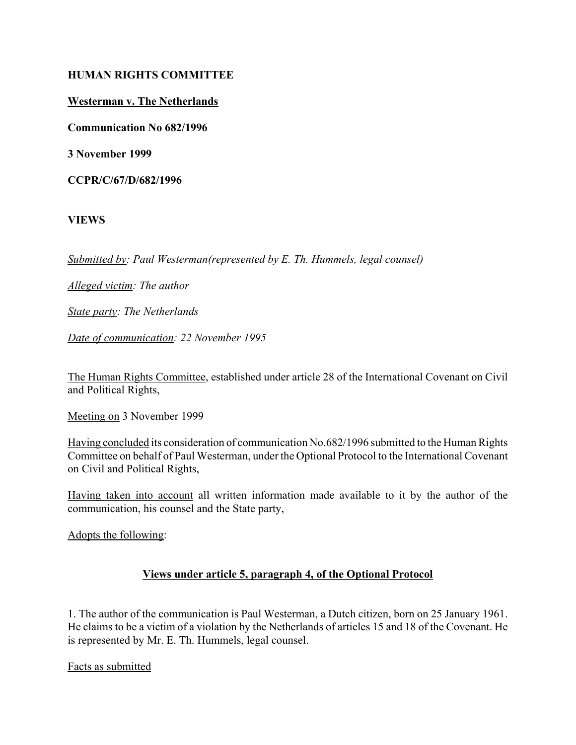**HUMAN RIGHTS COMMITTEE**

**Westerman v. The Netherlands**

**Communication No 682/1996**

**3 November 1999**

**CCPR/C/67/D/682/1996**

**VIEWS**

*Submitted by: Paul Westerman(represented by E. Th. Hummels, legal counsel)*

*Alleged victim: The author*

*State party: The Netherlands*

*Date of communication: 22 November 1995*

The Human Rights Committee, established under article 28 of the International Covenant on Civil and Political Rights,

Meeting on 3 November 1999

Having concluded its consideration of communication No.682/1996 submitted to the Human Rights Committee on behalf of Paul Westerman, under the Optional Protocol to the International Covenant on Civil and Political Rights,

Having taken into account all written information made available to it by the author of the communication, his counsel and the State party,

Adopts the following:

**Views under article 5, paragraph 4, of the Optional Protocol**

1. The author of the communication is Paul Westerman, a Dutch citizen, born on 25 January 1961. He claims to be a victim of a violation by the Netherlands of articles 15 and 18 of the Covenant. He is represented by Mr. E. Th. Hummels, legal counsel.

Facts as submitted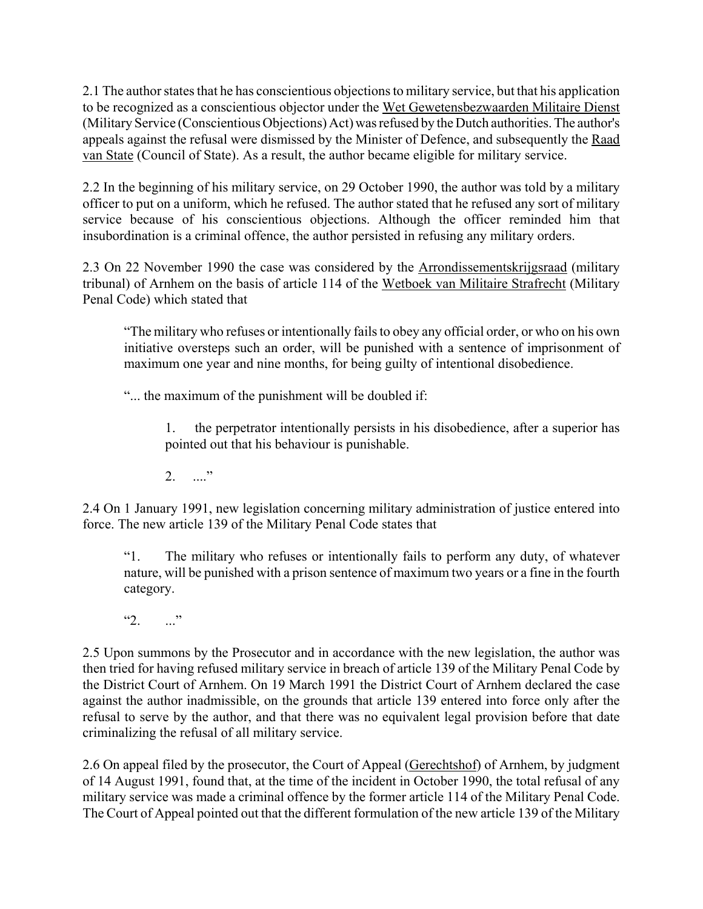2.1 The author states that he has conscientious objections to military service, but that his application to be recognized as a conscientious objector under the Wet Gewetensbezwaarden Militaire Dienst (Military Service (Conscientious Objections) Act) was refused by the Dutch authorities. The author's appeals against the refusal were dismissed by the Minister of Defence, and subsequently the Raad van State (Council of State). As a result, the author became eligible for military service.

2.2 In the beginning of his military service, on 29 October 1990, the author was told by a military officer to put on a uniform, which he refused. The author stated that he refused any sort of military service because of his conscientious objections. Although the officer reminded him that insubordination is a criminal offence, the author persisted in refusing any military orders.

2.3 On 22 November 1990 the case was considered by the Arrondissementskrijgsraad (military tribunal) of Arnhem on the basis of article 114 of the Wetboek van Militaire Strafrecht (Military Penal Code) which stated that

> "The military who refuses or intentionally fails to obey any official order, or who on his own initiative oversteps such an order, will be punished with a sentence of imprisonment of maximum one year and nine months, for being guilty of intentional disobedience.
>
> "... the maximum of the punishment will be doubled if:
>
> > 1. the perpetrator intentionally persists in his disobedience, after a superior has pointed out that his behaviour is punishable.
> >
> > 2. ...."

2.4 On 1 January 1991, new legislation concerning military administration of justice entered into force. The new article 139 of the Military Penal Code states that

> "1. The military who refuses or intentionally fails to perform any duty, of whatever nature, will be punished with a prison sentence of maximum two years or a fine in the fourth category.
>
> "2. ..."

2.5 Upon summons by the Prosecutor and in accordance with the new legislation, the author was then tried for having refused military service in breach of article 139 of the Military Penal Code by the District Court of Arnhem. On 19 March 1991 the District Court of Arnhem declared the case against the author inadmissible, on the grounds that article 139 entered into force only after the refusal to serve by the author, and that there was no equivalent legal provision before that date criminalizing the refusal of all military service.

2.6 On appeal filed by the prosecutor, the Court of Appeal (Gerechtshof) of Arnhem, by judgment of 14 August 1991, found that, at the time of the incident in October 1990, the total refusal of any military service was made a criminal offence by the former article 114 of the Military Penal Code. The Court of Appeal pointed out that the different formulation of the new article 139 of the Military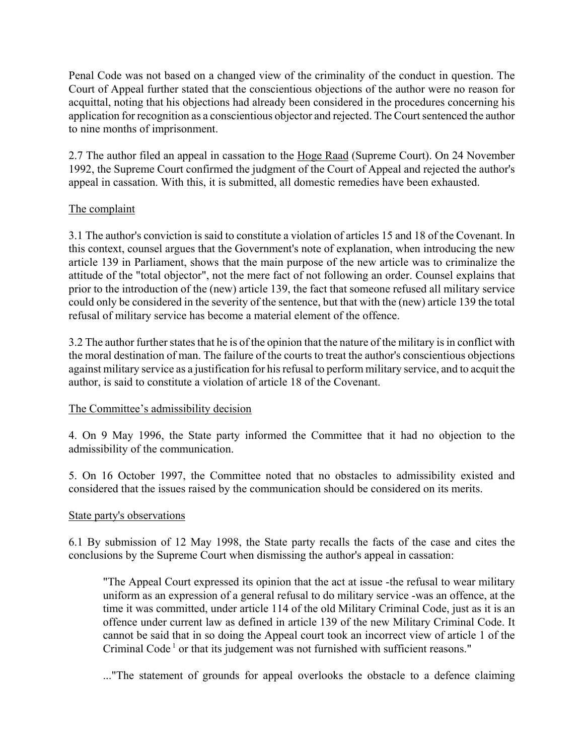Penal Code was not based on a changed view of the criminality of the conduct in question. The Court of Appeal further stated that the conscientious objections of the author were no reason for acquittal, noting that his objections had already been considered in the procedures concerning his application for recognition as a conscientious objector and rejected. The Court sentenced the author to nine months of imprisonment.

2.7 The author filed an appeal in cassation to the Hoge Raad (Supreme Court). On 24 November 1992, the Supreme Court confirmed the judgment of the Court of Appeal and rejected the author's appeal in cassation. With this, it is submitted, all domestic remedies have been exhausted.

The complaint

3.1 The author's conviction is said to constitute a violation of articles 15 and 18 of the Covenant. In this context, counsel argues that the Government's note of explanation, when introducing the new article 139 in Parliament, shows that the main purpose of the new article was to criminalize the attitude of the "total objector", not the mere fact of not following an order. Counsel explains that prior to the introduction of the (new) article 139, the fact that someone refused all military service could only be considered in the severity of the sentence, but that with the (new) article 139 the total refusal of military service has become a material element of the offence.

3.2 The author further states that he is of the opinion that the nature of the military is in conflict with the moral destination of man. The failure of the courts to treat the author's conscientious objections against military service as a justification for his refusal to perform military service, and to acquit the author, is said to constitute a violation of article 18 of the Covenant.

The Committee's admissibility decision

4. On 9 May 1996, the State party informed the Committee that it had no objection to the admissibility of the communication.

5. On 16 October 1997, the Committee noted that no obstacles to admissibility existed and considered that the issues raised by the communication should be considered on its merits.

State party's observations

6.1 By submission of 12 May 1998, the State party recalls the facts of the case and cites the conclusions by the Supreme Court when dismissing the author's appeal in cassation:

> "The Appeal Court expressed its opinion that the act at issue -the refusal to wear military uniform as an expression of a general refusal to do military service -was an offence, at the time it was committed, under article 114 of the old Military Criminal Code, just as it is an offence under current law as defined in article 139 of the new Military Criminal Code. It cannot be said that in so doing the Appeal court took an incorrect view of article 1 of the Criminal Code [1] or that its judgement was not furnished with sufficient reasons."
>
> ..."The statement of grounds for appeal overlooks the obstacle to a defence claiming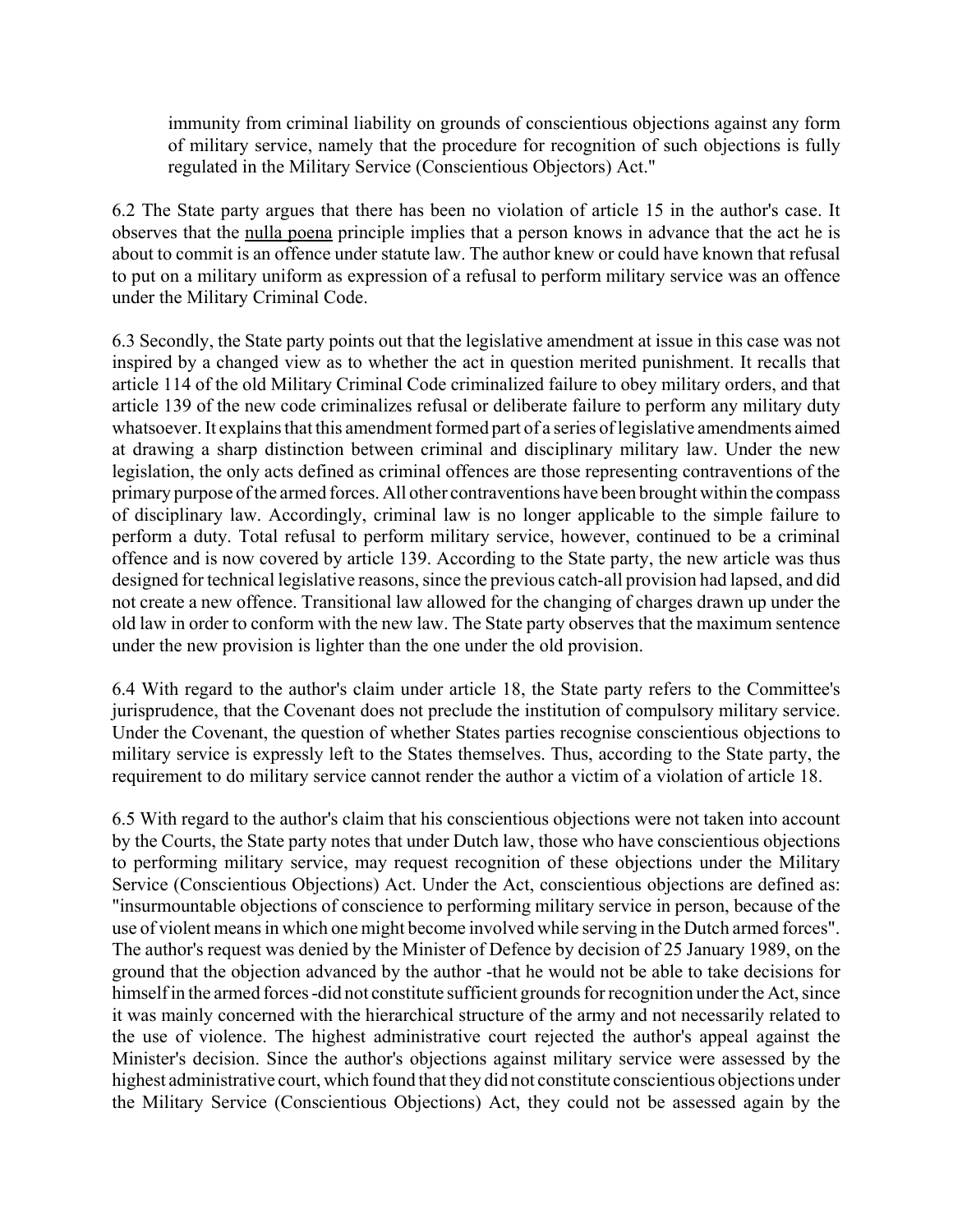immunity from criminal liability on grounds of conscientious objections against any form of military service, namely that the procedure for recognition of such objections is fully regulated in the Military Service (Conscientious Objectors) Act."

6.2 The State party argues that there has been no violation of article 15 in the author's case. It observes that the nulla poena principle implies that a person knows in advance that the act he is about to commit is an offence under statute law. The author knew or could have known that refusal to put on a military uniform as expression of a refusal to perform military service was an offence under the Military Criminal Code.

6.3 Secondly, the State party points out that the legislative amendment at issue in this case was not inspired by a changed view as to whether the act in question merited punishment. It recalls that article 114 of the old Military Criminal Code criminalized failure to obey military orders, and that article 139 of the new code criminalizes refusal or deliberate failure to perform any military duty whatsoever. It explains that this amendment formed part of a series of legislative amendments aimed at drawing a sharp distinction between criminal and disciplinary military law. Under the new legislation, the only acts defined as criminal offences are those representing contraventions of the primary purpose of the armed forces. All other contraventions have been brought within the compass of disciplinary law. Accordingly, criminal law is no longer applicable to the simple failure to perform a duty. Total refusal to perform military service, however, continued to be a criminal offence and is now covered by article 139. According to the State party, the new article was thus designed for technical legislative reasons, since the previous catch-all provision had lapsed, and did not create a new offence. Transitional law allowed for the changing of charges drawn up under the old law in order to conform with the new law. The State party observes that the maximum sentence under the new provision is lighter than the one under the old provision.

6.4 With regard to the author's claim under article 18, the State party refers to the Committee's jurisprudence, that the Covenant does not preclude the institution of compulsory military service. Under the Covenant, the question of whether States parties recognise conscientious objections to military service is expressly left to the States themselves. Thus, according to the State party, the requirement to do military service cannot render the author a victim of a violation of article 18.

6.5 With regard to the author's claim that his conscientious objections were not taken into account by the Courts, the State party notes that under Dutch law, those who have conscientious objections to performing military service, may request recognition of these objections under the Military Service (Conscientious Objections) Act. Under the Act, conscientious objections are defined as: "insurmountable objections of conscience to performing military service in person, because of the use of violent means in which one might become involved while serving in the Dutch armed forces". The author's request was denied by the Minister of Defence by decision of 25 January 1989, on the ground that the objection advanced by the author -that he would not be able to take decisions for himself in the armed forces -did not constitute sufficient grounds for recognition under the Act, since it was mainly concerned with the hierarchical structure of the army and not necessarily related to the use of violence. The highest administrative court rejected the author's appeal against the Minister's decision. Since the author's objections against military service were assessed by the highest administrative court, which found that they did not constitute conscientious objections under the Military Service (Conscientious Objections) Act, they could not be assessed again by the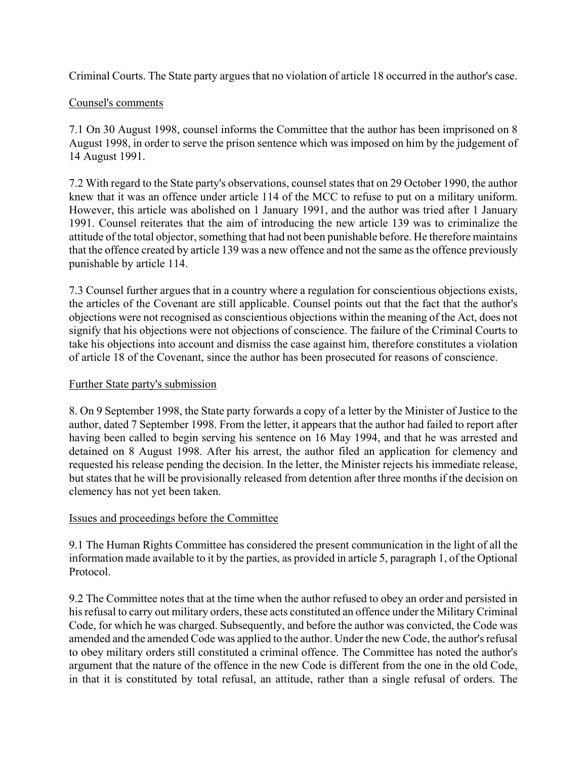Criminal Courts. The State party argues that no violation of article 18 occurred in the author's case.

Counsel's comments

7.1 On 30 August 1998, counsel informs the Committee that the author has been imprisoned on 8 August 1998, in order to serve the prison sentence which was imposed on him by the judgement of 14 August 1991.

7.2 With regard to the State party's observations, counsel states that on 29 October 1990, the author knew that it was an offence under article 114 of the MCC to refuse to put on a military uniform. However, this article was abolished on 1 January 1991, and the author was tried after 1 January 1991. Counsel reiterates that the aim of introducing the new article 139 was to criminalize the attitude of the total objector, something that had not been punishable before. He therefore maintains that the offence created by article 139 was a new offence and not the same as the offence previously punishable by article 114.

7.3 Counsel further argues that in a country where a regulation for conscientious objections exists, the articles of the Covenant are still applicable. Counsel points out that the fact that the author's objections were not recognised as conscientious objections within the meaning of the Act, does not signify that his objections were not objections of conscience. The failure of the Criminal Courts to take his objections into account and dismiss the case against him, therefore constitutes a violation of article 18 of the Covenant, since the author has been prosecuted for reasons of conscience.

Further State party's submission

8. On 9 September 1998, the State party forwards a copy of a letter by the Minister of Justice to the author, dated 7 September 1998. From the letter, it appears that the author had failed to report after having been called to begin serving his sentence on 16 May 1994, and that he was arrested and detained on 8 August 1998. After his arrest, the author filed an application for clemency and requested his release pending the decision. In the letter, the Minister rejects his immediate release, but states that he will be provisionally released from detention after three months if the decision on clemency has not yet been taken.

Issues and proceedings before the Committee

9.1 The Human Rights Committee has considered the present communication in the light of all the information made available to it by the parties, as provided in article 5, paragraph 1, of the Optional Protocol.

9.2 The Committee notes that at the time when the author refused to obey an order and persisted in his refusal to carry out military orders, these acts constituted an offence under the Military Criminal Code, for which he was charged. Subsequently, and before the author was convicted, the Code was amended and the amended Code was applied to the author. Under the new Code, the author's refusal to obey military orders still constituted a criminal offence. The Committee has noted the author's argument that the nature of the offence in the new Code is different from the one in the old Code, in that it is constituted by total refusal, an attitude, rather than a single refusal of orders. The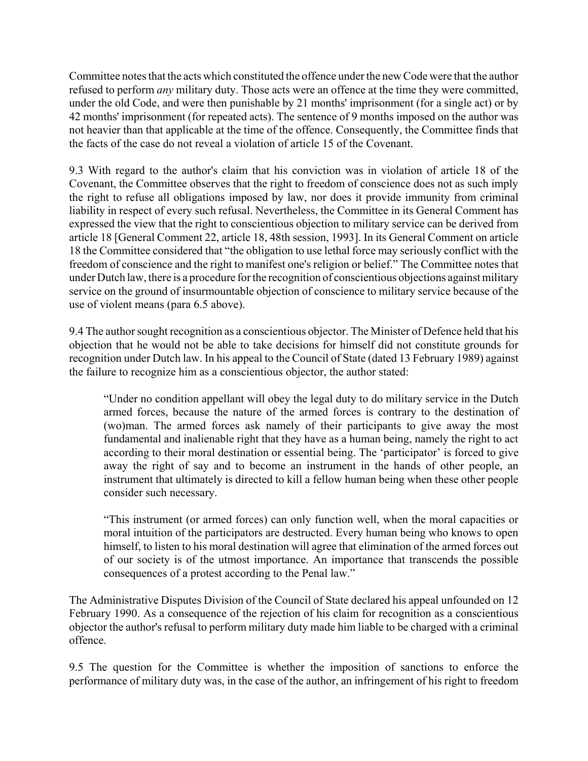Committee notes that the acts which constituted the offence under the new Code were that the author refused to perform *any* military duty. Those acts were an offence at the time they were committed, under the old Code, and were then punishable by 21 months' imprisonment (for a single act) or by 42 months' imprisonment (for repeated acts). The sentence of 9 months imposed on the author was not heavier than that applicable at the time of the offence. Consequently, the Committee finds that the facts of the case do not reveal a violation of article 15 of the Covenant.

9.3 With regard to the author's claim that his conviction was in violation of article 18 of the Covenant, the Committee observes that the right to freedom of conscience does not as such imply the right to refuse all obligations imposed by law, nor does it provide immunity from criminal liability in respect of every such refusal. Nevertheless, the Committee in its General Comment has expressed the view that the right to conscientious objection to military service can be derived from article 18 [General Comment 22, article 18, 48th session, 1993]. In its General Comment on article 18 the Committee considered that "the obligation to use lethal force may seriously conflict with the freedom of conscience and the right to manifest one's religion or belief." The Committee notes that under Dutch law, there is a procedure for the recognition of conscientious objections against military service on the ground of insurmountable objection of conscience to military service because of the use of violent means (para 6.5 above).

9.4 The author sought recognition as a conscientious objector. The Minister of Defence held that his objection that he would not be able to take decisions for himself did not constitute grounds for recognition under Dutch law. In his appeal to the Council of State (dated 13 February 1989) against the failure to recognize him as a conscientious objector, the author stated:

> "Under no condition appellant will obey the legal duty to do military service in the Dutch armed forces, because the nature of the armed forces is contrary to the destination of (wo)man. The armed forces ask namely of their participants to give away the most fundamental and inalienable right that they have as a human being, namely the right to act according to their moral destination or essential being. The 'participator' is forced to give away the right of say and to become an instrument in the hands of other people, an instrument that ultimately is directed to kill a fellow human being when these other people consider such necessary.
>
> "This instrument (or armed forces) can only function well, when the moral capacities or moral intuition of the participators are destructed. Every human being who knows to open himself, to listen to his moral destination will agree that elimination of the armed forces out of our society is of the utmost importance. An importance that transcends the possible consequences of a protest according to the Penal law."

The Administrative Disputes Division of the Council of State declared his appeal unfounded on 12 February 1990. As a consequence of the rejection of his claim for recognition as a conscientious objector the author's refusal to perform military duty made him liable to be charged with a criminal offence.

9.5 The question for the Committee is whether the imposition of sanctions to enforce the performance of military duty was, in the case of the author, an infringement of his right to freedom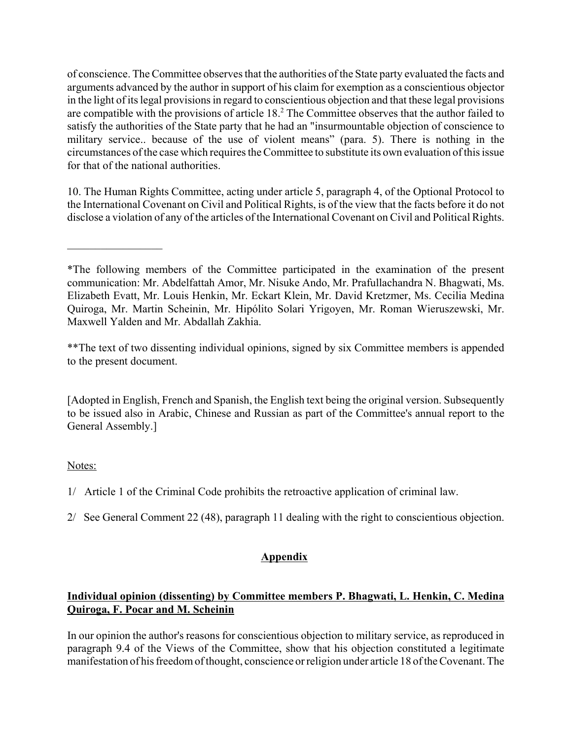of conscience. The Committee observes that the authorities of the State party evaluated the facts and arguments advanced by the author in support of his claim for exemption as a conscientious objector in the light of its legal provisions in regard to conscientious objection and that these legal provisions are compatible with the provisions of article 18.[2] The Committee observes that the author failed to satisfy the authorities of the State party that he had an "insurmountable objection of conscience to military service.. because of the use of violent means" (para. 5). There is nothing in the circumstances of the case which requires the Committee to substitute its own evaluation of this issue for that of the national authorities.

10. The Human Rights Committee, acting under article 5, paragraph 4, of the Optional Protocol to the International Covenant on Civil and Political Rights, is of the view that the facts before it do not disclose a violation of any of the articles of the International Covenant on Civil and Political Rights.

\_\_\_\_\_\_\_\_\_\_\_\_\_\_\_\_\_

*The following members of the Committee participated in the examination of the present communication: Mr. Abdelfattah Amor, Mr. Nisuke Ando, Mr. Prafullachandra N. Bhagwati, Ms. Elizabeth Evatt, Mr. Louis Henkin, Mr. Eckart Klein, Mr. David Kretzmer, Ms. Cecilia Medina Quiroga, Mr. Martin Scheinin, Mr. Hipólito Solari Yrigoyen, Mr. Roman Wieruszewski, Mr. Maxwell Yalden and Mr. Abdallah Zakhia.

**The text of two dissenting individual opinions, signed by six Committee members is appended to the present document.

[Adopted in English, French and Spanish, the English text being the original version. Subsequently to be issued also in Arabic, Chinese and Russian as part of the Committee's annual report to the General Assembly.]

Notes:

1/ Article 1 of the Criminal Code prohibits the retroactive application of criminal law.

2/ See General Comment 22 (48), paragraph 11 dealing with the right to conscientious objection.

## Appendix

### Individual opinion (dissenting) by Committee members P. Bhagwati, L. Henkin, C. Medina Quiroga, F. Pocar and M. Scheinin

In our opinion the author's reasons for conscientious objection to military service, as reproduced in paragraph 9.4 of the Views of the Committee, show that his objection constituted a legitimate manifestation of his freedom of thought, conscience or religion under article 18 of the Covenant. The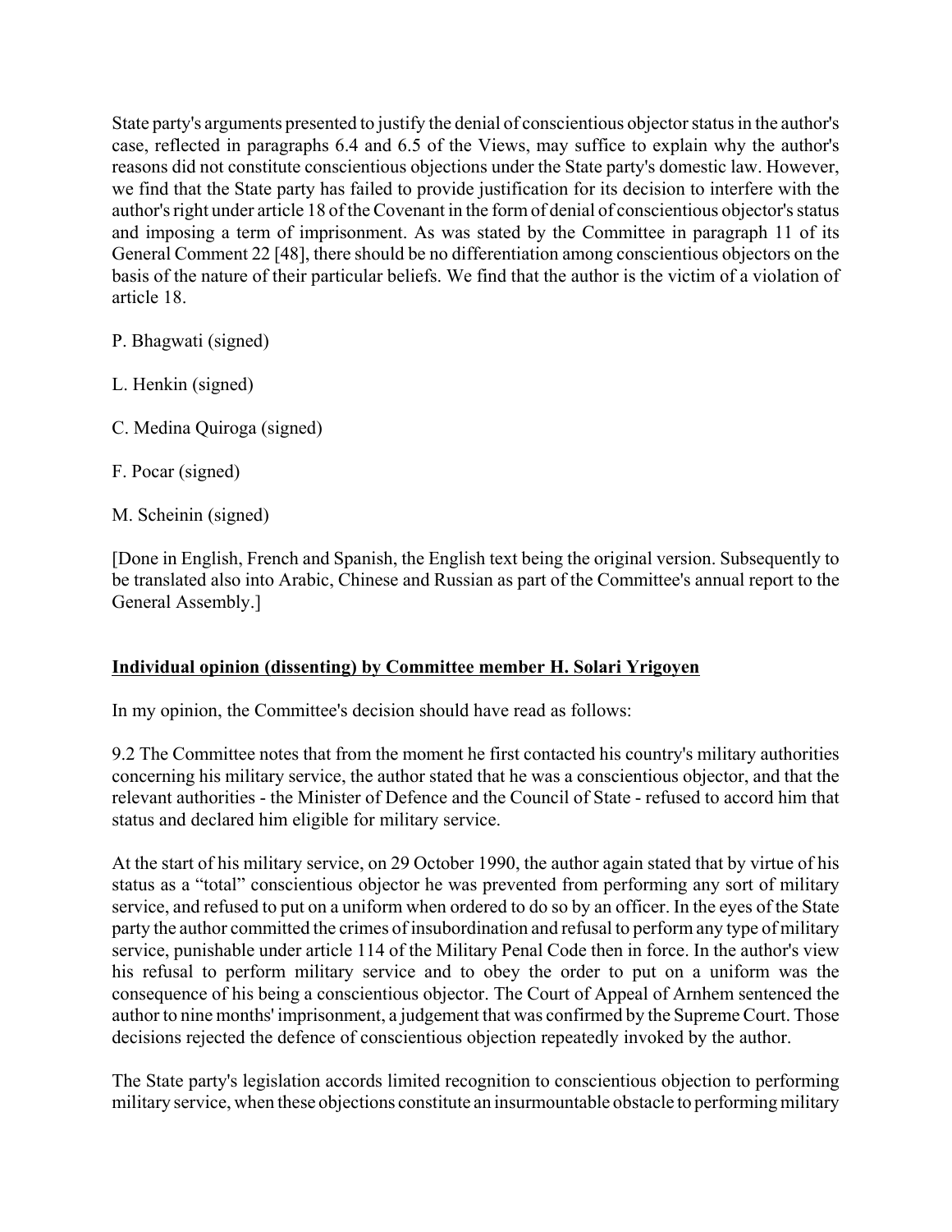State party's arguments presented to justify the denial of conscientious objector status in the author's case, reflected in paragraphs 6.4 and 6.5 of the Views, may suffice to explain why the author's reasons did not constitute conscientious objections under the State party's domestic law. However, we find that the State party has failed to provide justification for its decision to interfere with the author's right under article 18 of the Covenant in the form of denial of conscientious objector's status and imposing a term of imprisonment. As was stated by the Committee in paragraph 11 of its General Comment 22 [48], there should be no differentiation among conscientious objectors on the basis of the nature of their particular beliefs. We find that the author is the victim of a violation of article 18.

P. Bhagwati (signed)

L. Henkin (signed)

C. Medina Quiroga (signed)

F. Pocar (signed)

M. Scheinin (signed)

[Done in English, French and Spanish, the English text being the original version. Subsequently to be translated also into Arabic, Chinese and Russian as part of the Committee's annual report to the General Assembly.]

**Individual opinion (dissenting) by Committee member H. Solari Yrigoyen**

In my opinion, the Committee's decision should have read as follows:

9.2 The Committee notes that from the moment he first contacted his country's military authorities concerning his military service, the author stated that he was a conscientious objector, and that the relevant authorities - the Minister of Defence and the Council of State - refused to accord him that status and declared him eligible for military service.

At the start of his military service, on 29 October 1990, the author again stated that by virtue of his status as a "total" conscientious objector he was prevented from performing any sort of military service, and refused to put on a uniform when ordered to do so by an officer. In the eyes of the State party the author committed the crimes of insubordination and refusal to perform any type of military service, punishable under article 114 of the Military Penal Code then in force. In the author's view his refusal to perform military service and to obey the order to put on a uniform was the consequence of his being a conscientious objector. The Court of Appeal of Arnhem sentenced the author to nine months' imprisonment, a judgement that was confirmed by the Supreme Court. Those decisions rejected the defence of conscientious objection repeatedly invoked by the author.

The State party's legislation accords limited recognition to conscientious objection to performing military service, when these objections constitute an insurmountable obstacle to performing military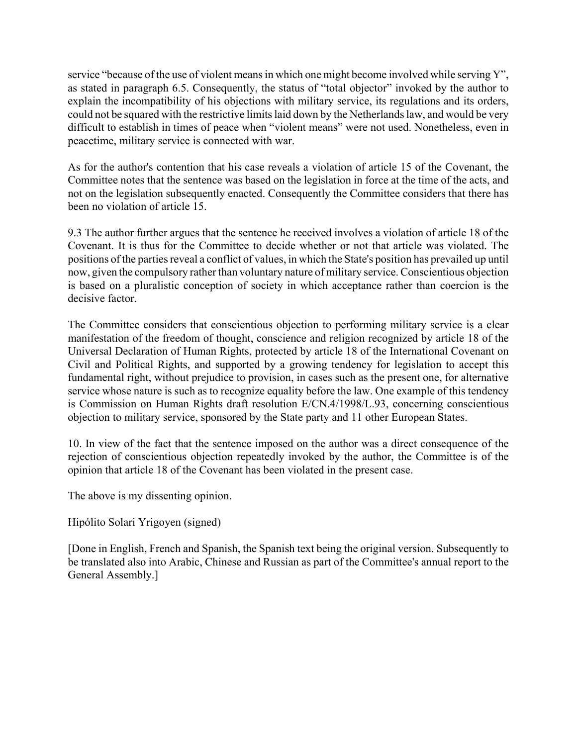service "because of the use of violent means in which one might become involved while serving Y", as stated in paragraph 6.5. Consequently, the status of "total objector" invoked by the author to explain the incompatibility of his objections with military service, its regulations and its orders, could not be squared with the restrictive limits laid down by the Netherlands law, and would be very difficult to establish in times of peace when "violent means" were not used. Nonetheless, even in peacetime, military service is connected with war.

As for the author's contention that his case reveals a violation of article 15 of the Covenant, the Committee notes that the sentence was based on the legislation in force at the time of the acts, and not on the legislation subsequently enacted. Consequently the Committee considers that there has been no violation of article 15.

9.3 The author further argues that the sentence he received involves a violation of article 18 of the Covenant. It is thus for the Committee to decide whether or not that article was violated. The positions of the parties reveal a conflict of values, in which the State's position has prevailed up until now, given the compulsory rather than voluntary nature of military service. Conscientious objection is based on a pluralistic conception of society in which acceptance rather than coercion is the decisive factor.

The Committee considers that conscientious objection to performing military service is a clear manifestation of the freedom of thought, conscience and religion recognized by article 18 of the Universal Declaration of Human Rights, protected by article 18 of the International Covenant on Civil and Political Rights, and supported by a growing tendency for legislation to accept this fundamental right, without prejudice to provision, in cases such as the present one, for alternative service whose nature is such as to recognize equality before the law. One example of this tendency is Commission on Human Rights draft resolution E/CN.4/1998/L.93, concerning conscientious objection to military service, sponsored by the State party and 11 other European States.

10. In view of the fact that the sentence imposed on the author was a direct consequence of the rejection of conscientious objection repeatedly invoked by the author, the Committee is of the opinion that article 18 of the Covenant has been violated in the present case.

The above is my dissenting opinion.

Hipólito Solari Yrigoyen (signed)

[Done in English, French and Spanish, the Spanish text being the original version. Subsequently to be translated also into Arabic, Chinese and Russian as part of the Committee's annual report to the General Assembly.]